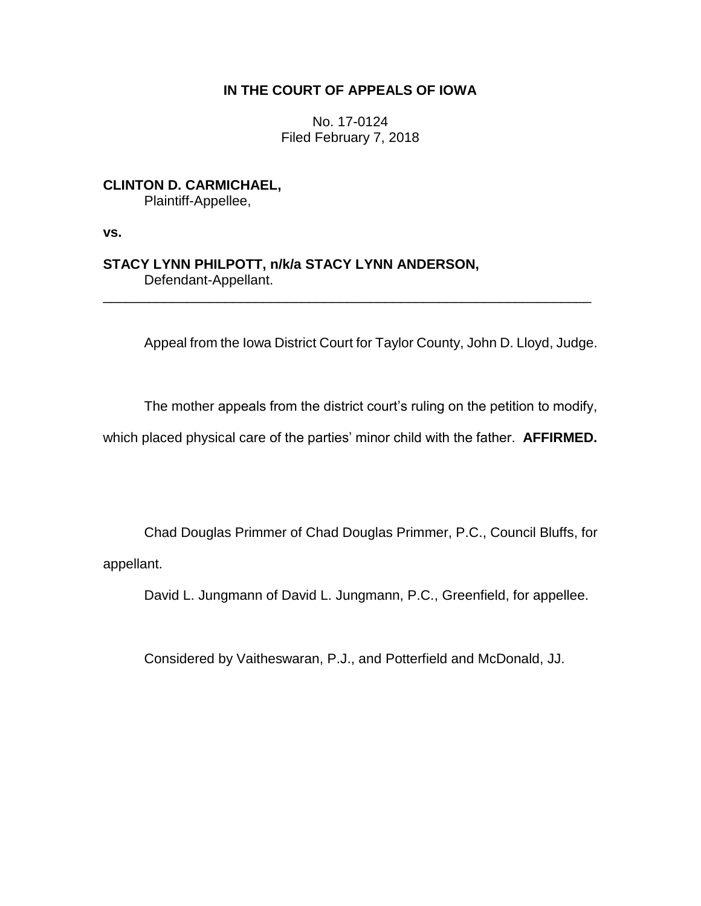# IN THE COURT OF APPEALS OF IOWA

No. 17-0124
Filed February 7, 2018

**CLINTON D. CARMICHAEL,**
Plaintiff-Appellee,

**vs.**

**STACY LYNN PHILPOTT, n/k/a STACY LYNN ANDERSON,**
Defendant-Appellant.

---

Appeal from the Iowa District Court for Taylor County, John D. Lloyd, Judge.

The mother appeals from the district court's ruling on the petition to modify, which placed physical care of the parties' minor child with the father. **AFFIRMED.**

Chad Douglas Primmer of Chad Douglas Primmer, P.C., Council Bluffs, for appellant.

David L. Jungmann of David L. Jungmann, P.C., Greenfield, for appellee.

Considered by Vaitheswaran, P.J., and Potterfield and McDonald, JJ.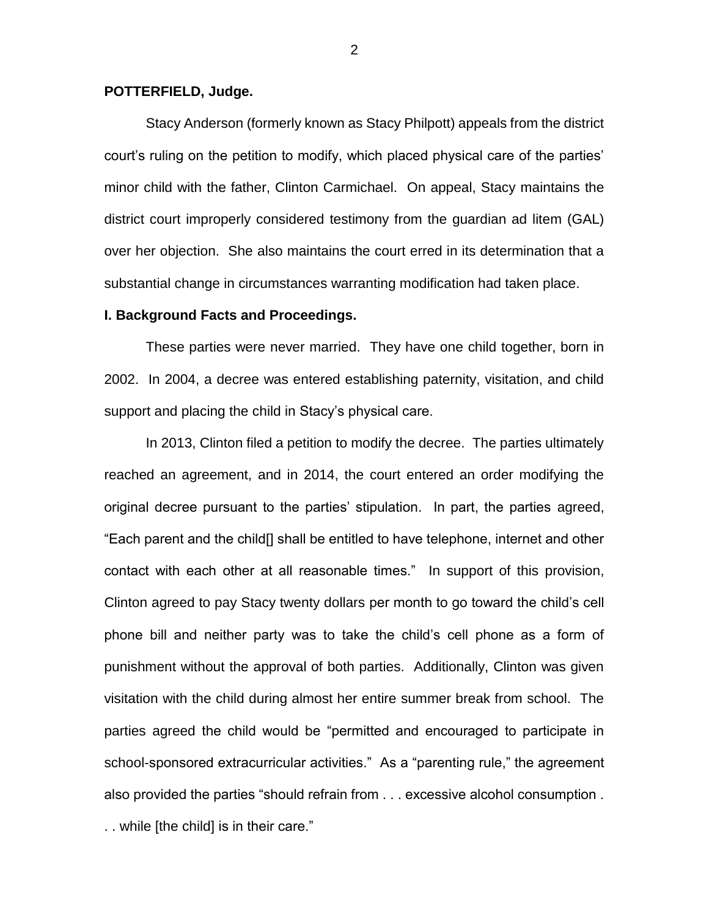**POTTERFIELD, Judge.**

Stacy Anderson (formerly known as Stacy Philpott) appeals from the district court's ruling on the petition to modify, which placed physical care of the parties' minor child with the father, Clinton Carmichael. On appeal, Stacy maintains the district court improperly considered testimony from the guardian ad litem (GAL) over her objection. She also maintains the court erred in its determination that a substantial change in circumstances warranting modification had taken place.

**I. Background Facts and Proceedings.**

These parties were never married. They have one child together, born in 2002. In 2004, a decree was entered establishing paternity, visitation, and child support and placing the child in Stacy's physical care.

In 2013, Clinton filed a petition to modify the decree. The parties ultimately reached an agreement, and in 2014, the court entered an order modifying the original decree pursuant to the parties' stipulation. In part, the parties agreed, "Each parent and the child[] shall be entitled to have telephone, internet and other contact with each other at all reasonable times." In support of this provision, Clinton agreed to pay Stacy twenty dollars per month to go toward the child's cell phone bill and neither party was to take the child's cell phone as a form of punishment without the approval of both parties. Additionally, Clinton was given visitation with the child during almost her entire summer break from school. The parties agreed the child would be "permitted and encouraged to participate in school-sponsored extracurricular activities." As a "parenting rule," the agreement also provided the parties "should refrain from . . . excessive alcohol consumption . . . while [the child] is in their care."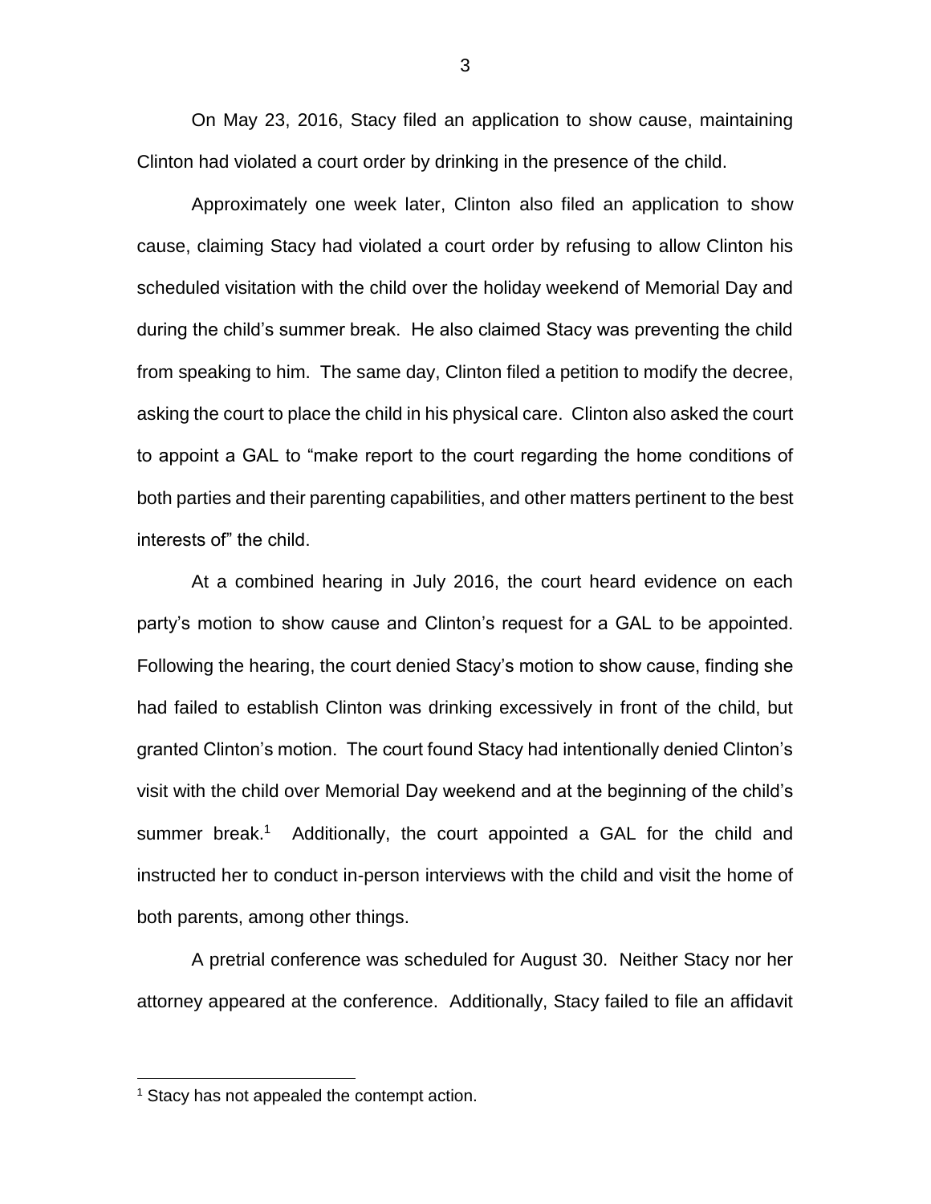On May 23, 2016, Stacy filed an application to show cause, maintaining Clinton had violated a court order by drinking in the presence of the child.

Approximately one week later, Clinton also filed an application to show cause, claiming Stacy had violated a court order by refusing to allow Clinton his scheduled visitation with the child over the holiday weekend of Memorial Day and during the child's summer break. He also claimed Stacy was preventing the child from speaking to him. The same day, Clinton filed a petition to modify the decree, asking the court to place the child in his physical care. Clinton also asked the court to appoint a GAL to "make report to the court regarding the home conditions of both parties and their parenting capabilities, and other matters pertinent to the best interests of" the child.

At a combined hearing in July 2016, the court heard evidence on each party's motion to show cause and Clinton's request for a GAL to be appointed. Following the hearing, the court denied Stacy's motion to show cause, finding she had failed to establish Clinton was drinking excessively in front of the child, but granted Clinton's motion. The court found Stacy had intentionally denied Clinton's visit with the child over Memorial Day weekend and at the beginning of the child's summer break.[1] Additionally, the court appointed a GAL for the child and instructed her to conduct in-person interviews with the child and visit the home of both parents, among other things.

A pretrial conference was scheduled for August 30. Neither Stacy nor her attorney appeared at the conference. Additionally, Stacy failed to file an affidavit

[1] Stacy has not appealed the contempt action.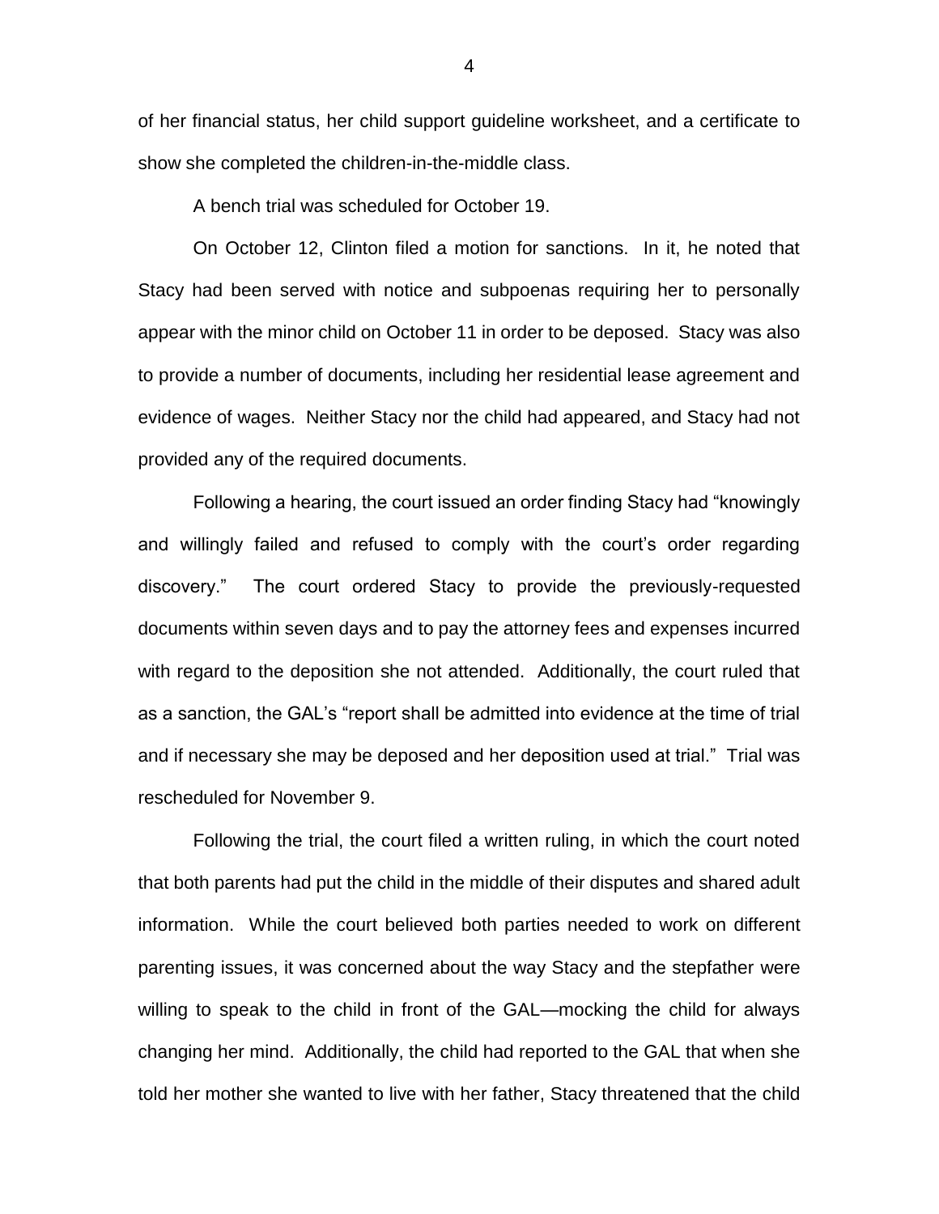of her financial status, her child support guideline worksheet, and a certificate to show she completed the children-in-the-middle class.

A bench trial was scheduled for October 19.

On October 12, Clinton filed a motion for sanctions. In it, he noted that Stacy had been served with notice and subpoenas requiring her to personally appear with the minor child on October 11 in order to be deposed. Stacy was also to provide a number of documents, including her residential lease agreement and evidence of wages. Neither Stacy nor the child had appeared, and Stacy had not provided any of the required documents.

Following a hearing, the court issued an order finding Stacy had "knowingly and willingly failed and refused to comply with the court's order regarding discovery." The court ordered Stacy to provide the previously-requested documents within seven days and to pay the attorney fees and expenses incurred with regard to the deposition she not attended. Additionally, the court ruled that as a sanction, the GAL's "report shall be admitted into evidence at the time of trial and if necessary she may be deposed and her deposition used at trial." Trial was rescheduled for November 9.

Following the trial, the court filed a written ruling, in which the court noted that both parents had put the child in the middle of their disputes and shared adult information. While the court believed both parties needed to work on different parenting issues, it was concerned about the way Stacy and the stepfather were willing to speak to the child in front of the GAL—mocking the child for always changing her mind. Additionally, the child had reported to the GAL that when she told her mother she wanted to live with her father, Stacy threatened that the child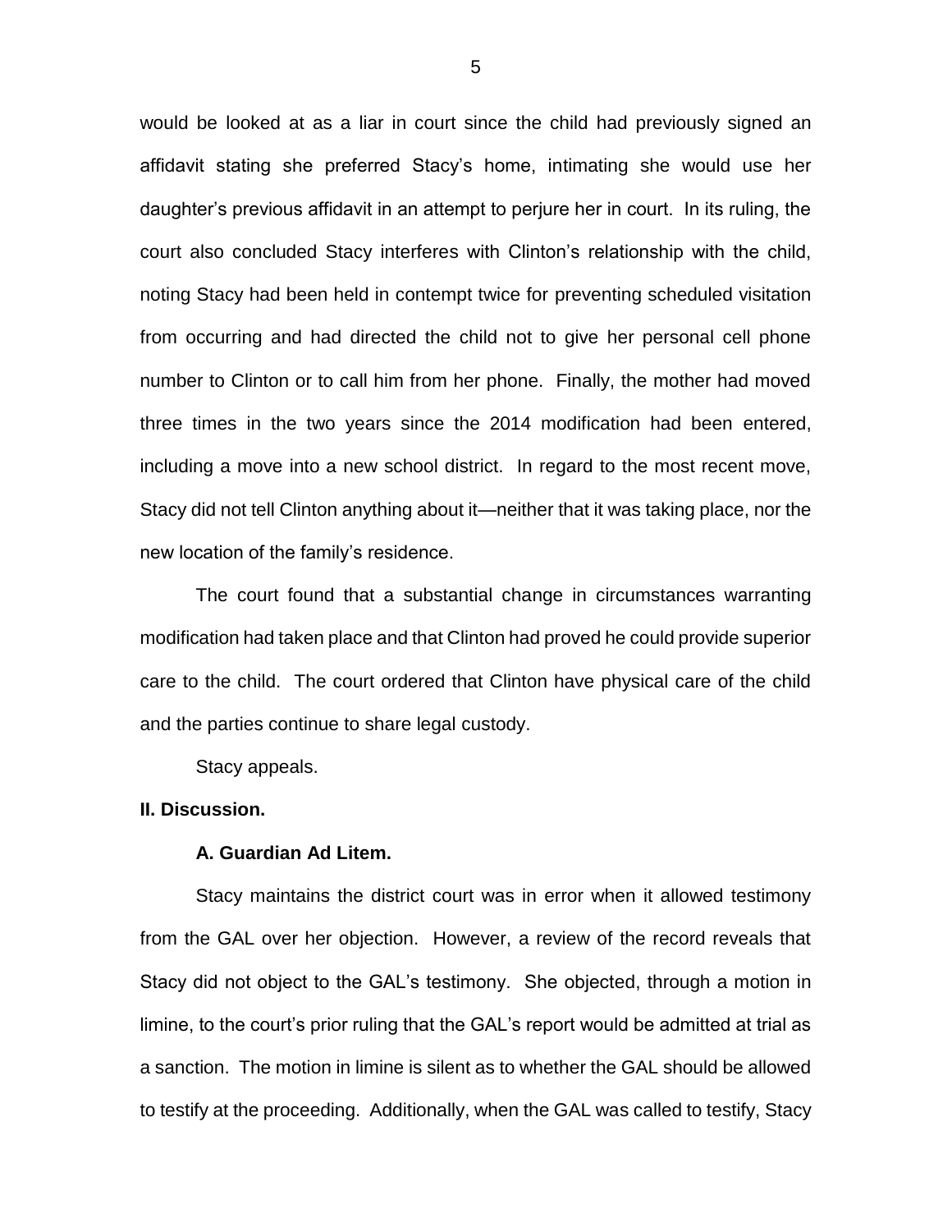would be looked at as a liar in court since the child had previously signed an affidavit stating she preferred Stacy's home, intimating she would use her daughter's previous affidavit in an attempt to perjure her in court. In its ruling, the court also concluded Stacy interferes with Clinton's relationship with the child, noting Stacy had been held in contempt twice for preventing scheduled visitation from occurring and had directed the child not to give her personal cell phone number to Clinton or to call him from her phone. Finally, the mother had moved three times in the two years since the 2014 modification had been entered, including a move into a new school district. In regard to the most recent move, Stacy did not tell Clinton anything about it—neither that it was taking place, nor the new location of the family's residence.

The court found that a substantial change in circumstances warranting modification had taken place and that Clinton had proved he could provide superior care to the child. The court ordered that Clinton have physical care of the child and the parties continue to share legal custody.

Stacy appeals.

**II. Discussion.**

**A. Guardian Ad Litem.**

Stacy maintains the district court was in error when it allowed testimony from the GAL over her objection. However, a review of the record reveals that Stacy did not object to the GAL's testimony. She objected, through a motion in limine, to the court's prior ruling that the GAL's report would be admitted at trial as a sanction. The motion in limine is silent as to whether the GAL should be allowed to testify at the proceeding. Additionally, when the GAL was called to testify, Stacy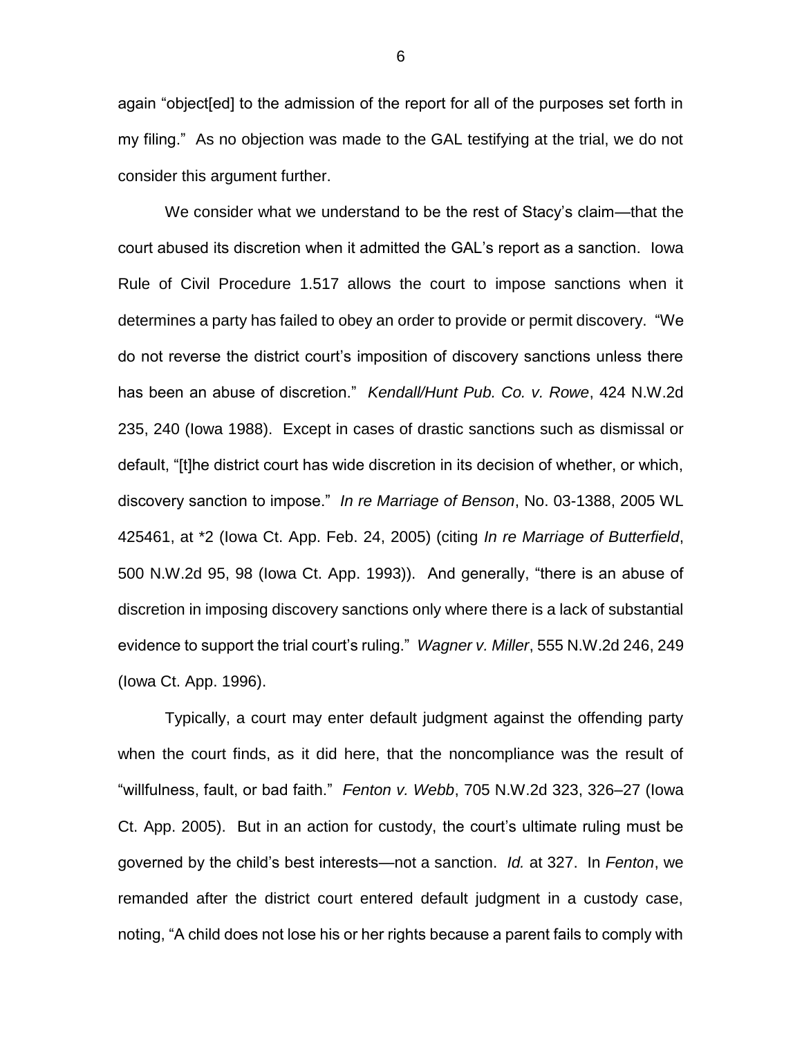again "object[ed] to the admission of the report for all of the purposes set forth in my filing." As no objection was made to the GAL testifying at the trial, we do not consider this argument further.

We consider what we understand to be the rest of Stacy's claim—that the court abused its discretion when it admitted the GAL's report as a sanction. Iowa Rule of Civil Procedure 1.517 allows the court to impose sanctions when it determines a party has failed to obey an order to provide or permit discovery. "We do not reverse the district court's imposition of discovery sanctions unless there has been an abuse of discretion." *Kendall/Hunt Pub. Co. v. Rowe*, 424 N.W.2d 235, 240 (Iowa 1988). Except in cases of drastic sanctions such as dismissal or default, "[t]he district court has wide discretion in its decision of whether, or which, discovery sanction to impose." *In re Marriage of Benson*, No. 03-1388, 2005 WL 425461, at *2 (Iowa Ct. App. Feb. 24, 2005) (citing *In re Marriage of Butterfield*, 500 N.W.2d 95, 98 (Iowa Ct. App. 1993)). And generally, "there is an abuse of discretion in imposing discovery sanctions only where there is a lack of substantial evidence to support the trial court's ruling." *Wagner v. Miller*, 555 N.W.2d 246, 249 (Iowa Ct. App. 1996).

Typically, a court may enter default judgment against the offending party when the court finds, as it did here, that the noncompliance was the result of "willfulness, fault, or bad faith." *Fenton v. Webb*, 705 N.W.2d 323, 326–27 (Iowa Ct. App. 2005). But in an action for custody, the court's ultimate ruling must be governed by the child's best interests—not a sanction. *Id.* at 327. In *Fenton*, we remanded after the district court entered default judgment in a custody case, noting, "A child does not lose his or her rights because a parent fails to comply with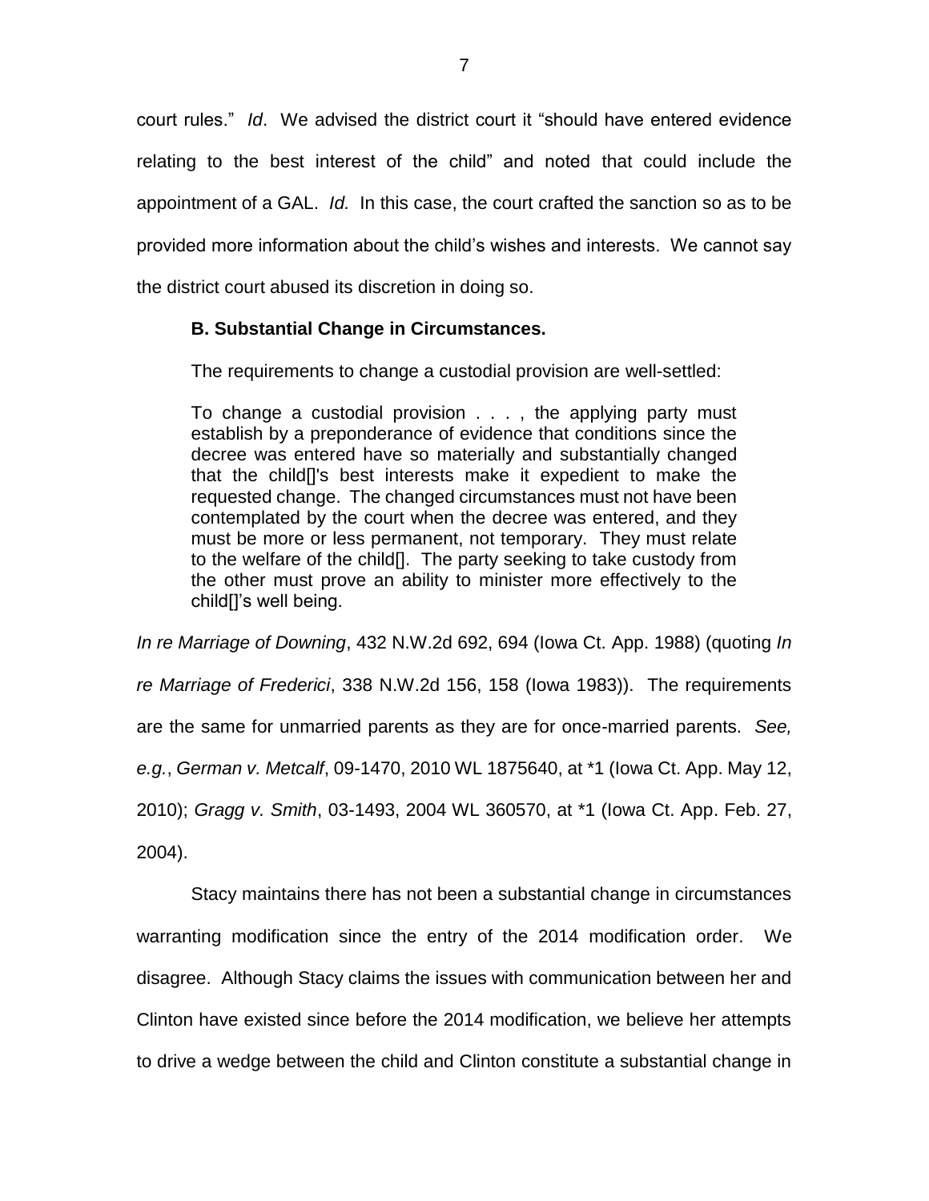court rules." *Id*. We advised the district court it "should have entered evidence relating to the best interest of the child" and noted that could include the appointment of a GAL. *Id.* In this case, the court crafted the sanction so as to be provided more information about the child's wishes and interests. We cannot say the district court abused its discretion in doing so.

**B. Substantial Change in Circumstances.**

The requirements to change a custodial provision are well-settled:

> To change a custodial provision . . . , the applying party must establish by a preponderance of evidence that conditions since the decree was entered have so materially and substantially changed that the child[]'s best interests make it expedient to make the requested change. The changed circumstances must not have been contemplated by the court when the decree was entered, and they must be more or less permanent, not temporary. They must relate to the welfare of the child[]. The party seeking to take custody from the other must prove an ability to minister more effectively to the child[]'s well being.

*In re Marriage of Downing*, 432 N.W.2d 692, 694 (Iowa Ct. App. 1988) (quoting *In re Marriage of Frederici*, 338 N.W.2d 156, 158 (Iowa 1983)). The requirements are the same for unmarried parents as they are for once-married parents. *See, e.g.*, *German v. Metcalf*, 09-1470, 2010 WL 1875640, at *1 (Iowa Ct. App. May 12, 2010); *Gragg v. Smith*, 03-1493, 2004 WL 360570, at *1 (Iowa Ct. App. Feb. 27, 2004).

Stacy maintains there has not been a substantial change in circumstances warranting modification since the entry of the 2014 modification order. We disagree. Although Stacy claims the issues with communication between her and Clinton have existed since before the 2014 modification, we believe her attempts to drive a wedge between the child and Clinton constitute a substantial change in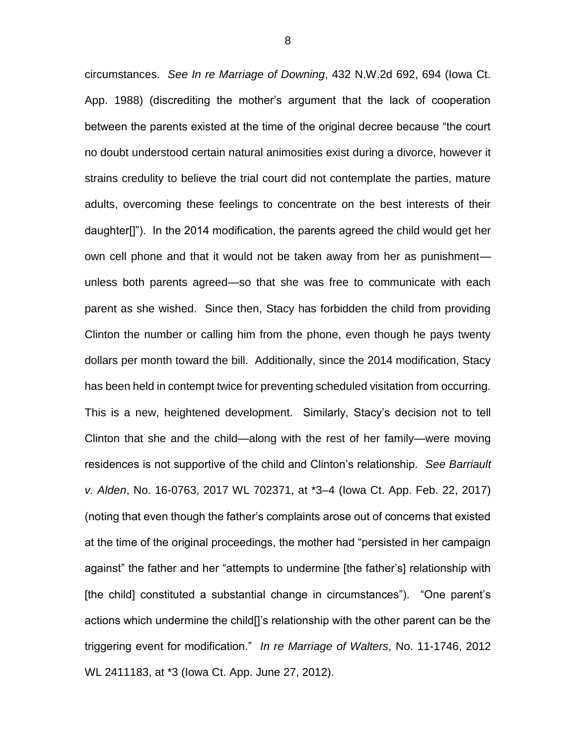circumstances. *See In re Marriage of Downing*, 432 N.W.2d 692, 694 (Iowa Ct. App. 1988) (discrediting the mother's argument that the lack of cooperation between the parents existed at the time of the original decree because "the court no doubt understood certain natural animosities exist during a divorce, however it strains credulity to believe the trial court did not contemplate the parties, mature adults, overcoming these feelings to concentrate on the best interests of their daughter[]"). In the 2014 modification, the parents agreed the child would get her own cell phone and that it would not be taken away from her as punishment—unless both parents agreed—so that she was free to communicate with each parent as she wished. Since then, Stacy has forbidden the child from providing Clinton the number or calling him from the phone, even though he pays twenty dollars per month toward the bill. Additionally, since the 2014 modification, Stacy has been held in contempt twice for preventing scheduled visitation from occurring. This is a new, heightened development. Similarly, Stacy's decision not to tell Clinton that she and the child—along with the rest of her family—were moving residences is not supportive of the child and Clinton's relationship. *See Barriault v. Alden*, No. 16-0763, 2017 WL 702371, at *3–4 (Iowa Ct. App. Feb. 22, 2017) (noting that even though the father's complaints arose out of concerns that existed at the time of the original proceedings, the mother had "persisted in her campaign against" the father and her "attempts to undermine [the father's] relationship with [the child] constituted a substantial change in circumstances"). "One parent's actions which undermine the child[]'s relationship with the other parent can be the triggering event for modification." *In re Marriage of Walters*, No. 11-1746, 2012 WL 2411183, at *3 (Iowa Ct. App. June 27, 2012).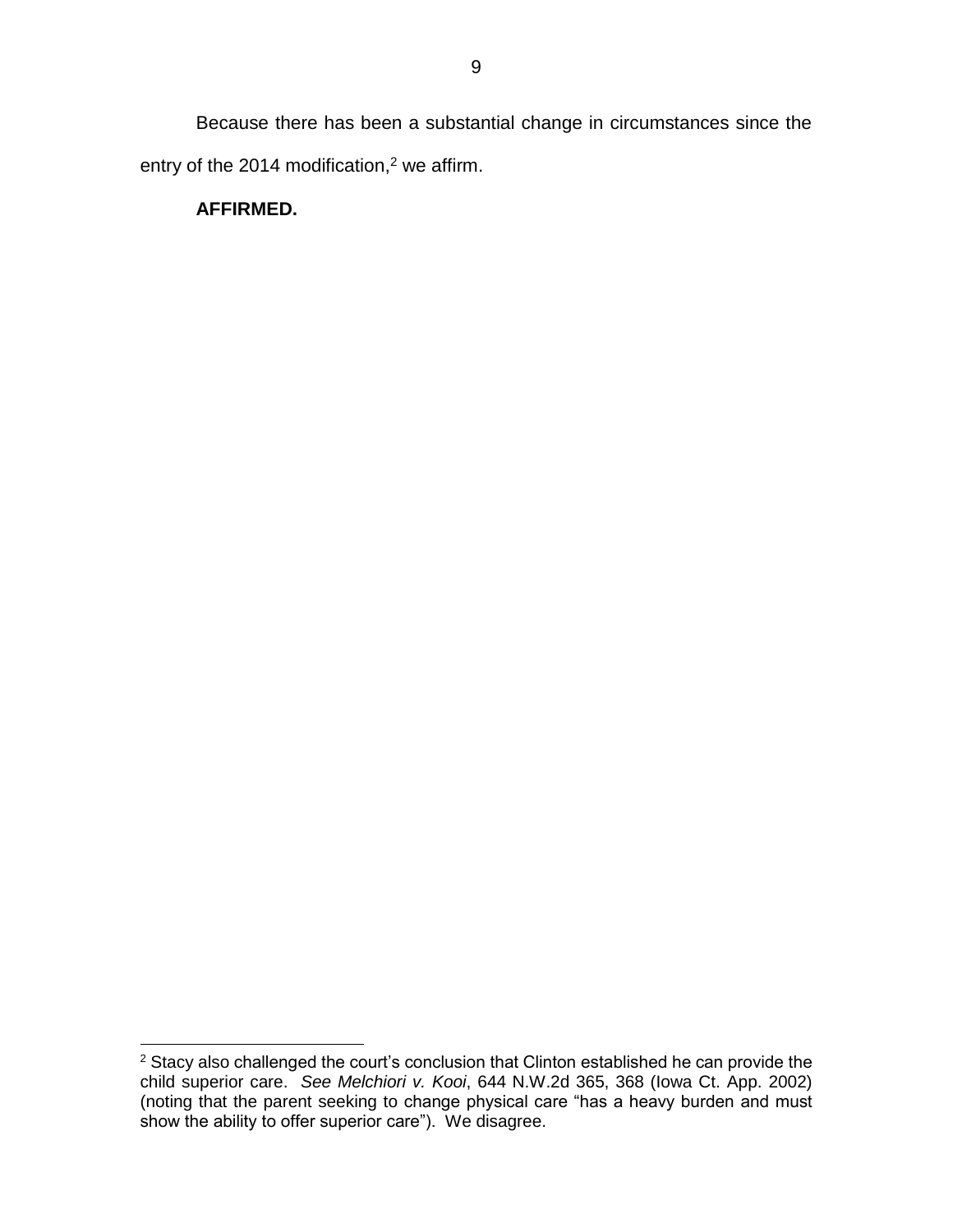Because there has been a substantial change in circumstances since the entry of the 2014 modification,[2] we affirm.

**AFFIRMED.**

[2] Stacy also challenged the court's conclusion that Clinton established he can provide the child superior care. *See Melchiori v. Kooi*, 644 N.W.2d 365, 368 (Iowa Ct. App. 2002) (noting that the parent seeking to change physical care "has a heavy burden and must show the ability to offer superior care"). We disagree.